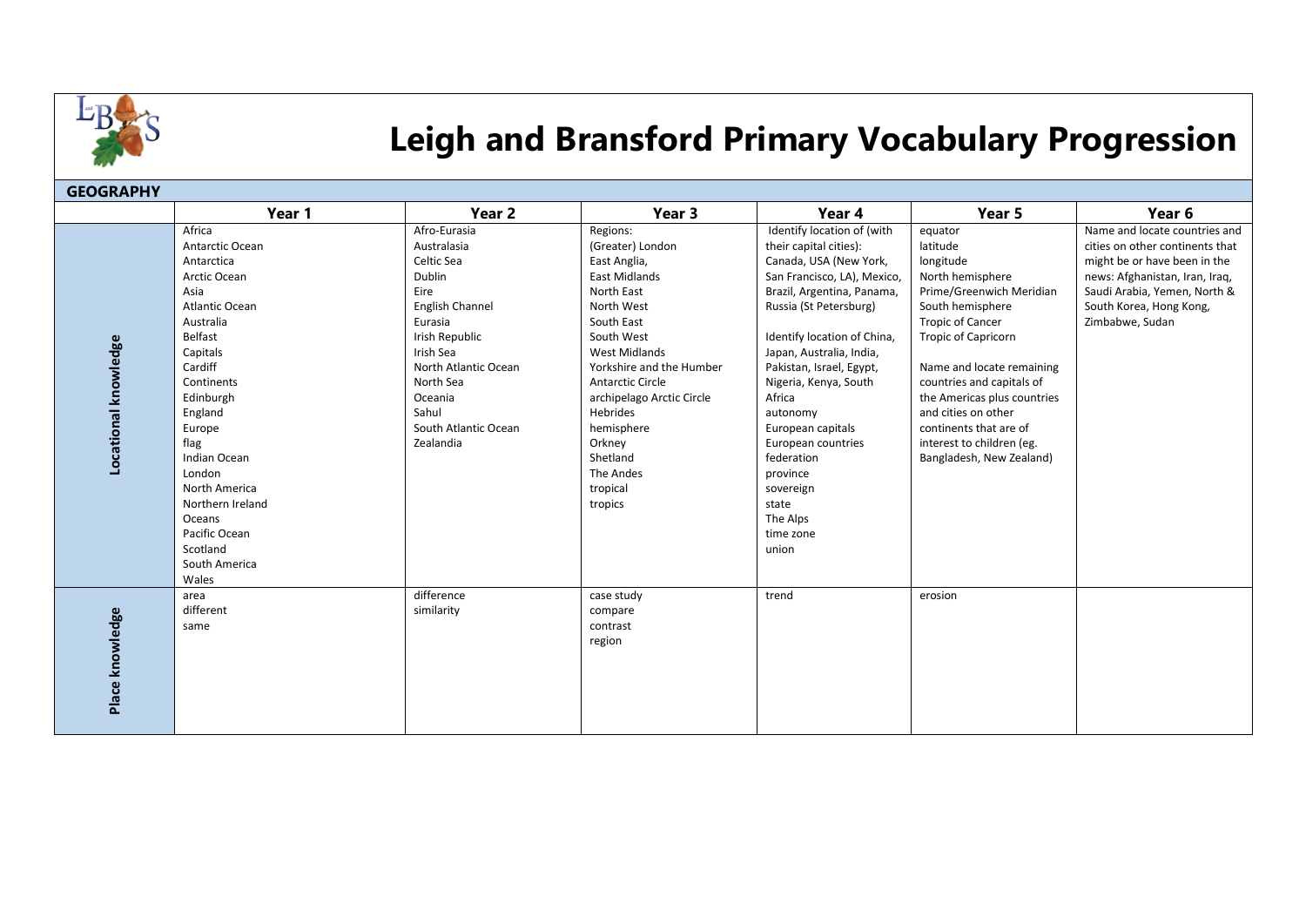# Leigh and Bransford Primary Vocabulary Progression

## GEOGRAPHY

| | Year 1 | Year 2 | Year 3 | Year 4 | Year 5 | Year 6 |
|---|---|---|---|---|---|---|
| **Locational knowledge** | Africa<br>Antarctic Ocean<br>Antarctica<br>Arctic Ocean<br>Asia<br>Atlantic Ocean<br>Australia<br>Belfast<br>Capitals<br>Cardiff<br>Continents<br>Edinburgh<br>England<br>Europe<br>flag<br>Indian Ocean<br>London<br>North America<br>Northern Ireland<br>Oceans<br>Pacific Ocean<br>Scotland<br>South America<br>Wales | Afro-Eurasia<br>Australasia<br>Celtic Sea<br>Dublin<br>Eire<br>English Channel<br>Eurasia<br>Irish Republic<br>Irish Sea<br>North Atlantic Ocean<br>North Sea<br>Oceania<br>Sahul<br>South Atlantic Ocean<br>Zealandia | Regions:<br>(Greater) London<br>East Anglia,<br>East Midlands<br>North East<br>North West<br>South East<br>South West<br>West Midlands<br>Yorkshire and the Humber<br>Antarctic Circle<br>archipelago Arctic Circle<br>Hebrides<br>hemisphere<br>Orkney<br>Shetland<br>The Andes<br>tropical<br>tropics | Identify location of (with their capital cities): Canada, USA (New York, San Francisco, LA), Mexico, Brazil, Argentina, Panama, Russia (St Petersburg)<br><br>Identify location of China, Japan, Australia, India, Pakistan, Israel, Egypt, Nigeria, Kenya, South Africa<br>autonomy<br>European capitals<br>European countries<br>federation<br>province<br>sovereign<br>state<br>The Alps<br>time zone<br>union | equator<br>latitude<br>longitude<br>North hemisphere<br>Prime/Greenwich Meridian<br>South hemisphere<br>Tropic of Cancer<br>Tropic of Capricorn<br><br>Name and locate remaining countries and capitals of the Americas plus countries and cities on other continents that are of interest to children (eg. Bangladesh, New Zealand) | Name and locate countries and cities on other continents that might be or have been in the news: Afghanistan, Iran, Iraq, Saudi Arabia, Yemen, North & South Korea, Hong Kong, Zimbabwe, Sudan |
| **Place knowledge** | area<br>different<br>same | difference<br>similarity | case study<br>compare<br>contrast<br>region | trend | erosion | |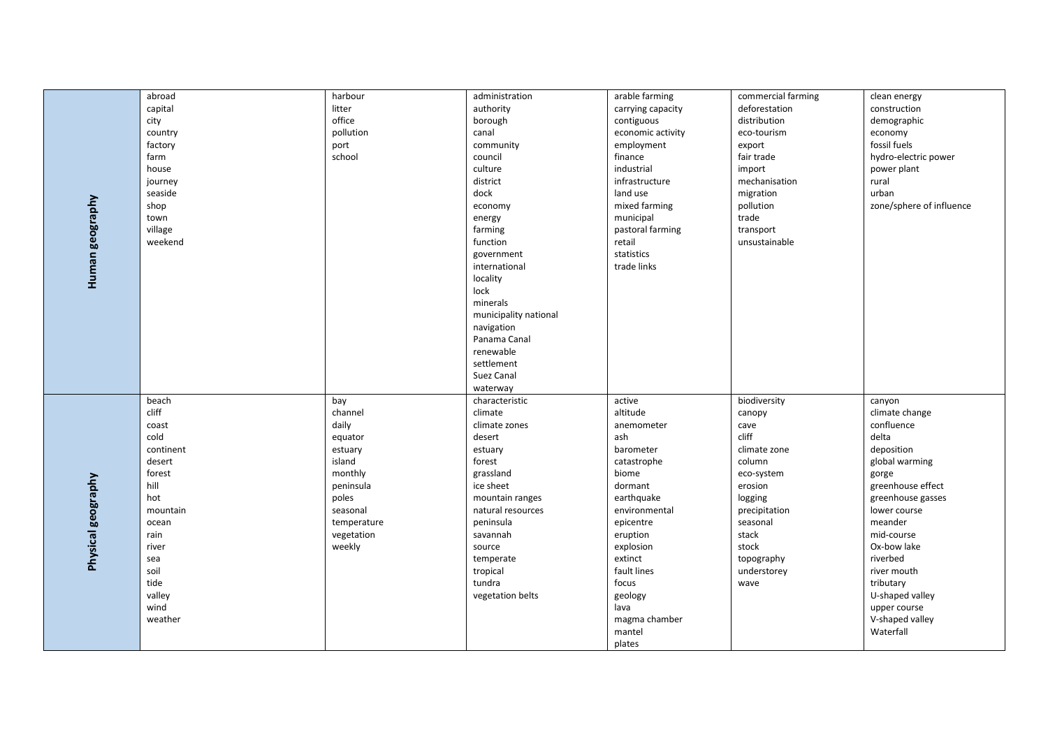| | | | | | | |
|---|---|---|---|---|---|---|
| **Human geography** | abroad<br>capital<br>city<br>country<br>factory<br>farm<br>house<br>journey<br>seaside<br>shop<br>town<br>village<br>weekend | harbour<br>litter<br>office<br>pollution<br>port<br>school | administration<br>authority<br>borough<br>canal<br>community<br>council<br>culture<br>district<br>dock<br>economy<br>energy<br>farming<br>function<br>government<br>international<br>locality<br>lock<br>minerals<br>municipality national<br>navigation<br>Panama Canal<br>renewable<br>settlement<br>Suez Canal<br>waterway | arable farming<br>carrying capacity<br>contiguous<br>economic activity<br>employment<br>finance<br>industrial<br>infrastructure<br>land use<br>mixed farming<br>municipal<br>pastoral farming<br>retail<br>statistics<br>trade links | commercial farming<br>deforestation<br>distribution<br>eco-tourism<br>export<br>fair trade<br>import<br>mechanisation<br>migration<br>pollution<br>trade<br>transport<br>unsustainable | clean energy<br>construction<br>demographic<br>economy<br>fossil fuels<br>hydro-electric power<br>power plant<br>rural<br>urban<br>zone/sphere of influence |
| **Physical geography** | beach<br>cliff<br>coast<br>cold<br>continent<br>desert<br>forest<br>hill<br>hot<br>mountain<br>ocean<br>rain<br>river<br>sea<br>soil<br>tide<br>valley<br>wind<br>weather | bay<br>channel<br>daily<br>equator<br>estuary<br>island<br>monthly<br>peninsula<br>poles<br>seasonal<br>temperature<br>vegetation<br>weekly | characteristic<br>climate<br>climate zones<br>desert<br>estuary<br>forest<br>grassland<br>ice sheet<br>mountain ranges<br>natural resources<br>peninsula<br>savannah<br>source<br>temperate<br>tropical<br>tundra<br>vegetation belts | active<br>altitude<br>anemometer<br>ash<br>barometer<br>catastrophe<br>biome<br>dormant<br>earthquake<br>environmental<br>epicentre<br>eruption<br>explosion<br>extinct<br>fault lines<br>focus<br>geology<br>lava<br>magma chamber<br>mantel<br>plates | biodiversity<br>canopy<br>cave<br>cliff<br>climate zone<br>column<br>eco-system<br>erosion<br>logging<br>precipitation<br>seasonal<br>stack<br>stock<br>topography<br>understorey<br>wave | canyon<br>climate change<br>confluence<br>delta<br>deposition<br>global warming<br>gorge<br>greenhouse effect<br>greenhouse gasses<br>lower course<br>meander<br>mid-course<br>Ox-bow lake<br>riverbed<br>river mouth<br>tributary<br>U-shaped valley<br>upper course<br>V-shaped valley<br>Waterfall |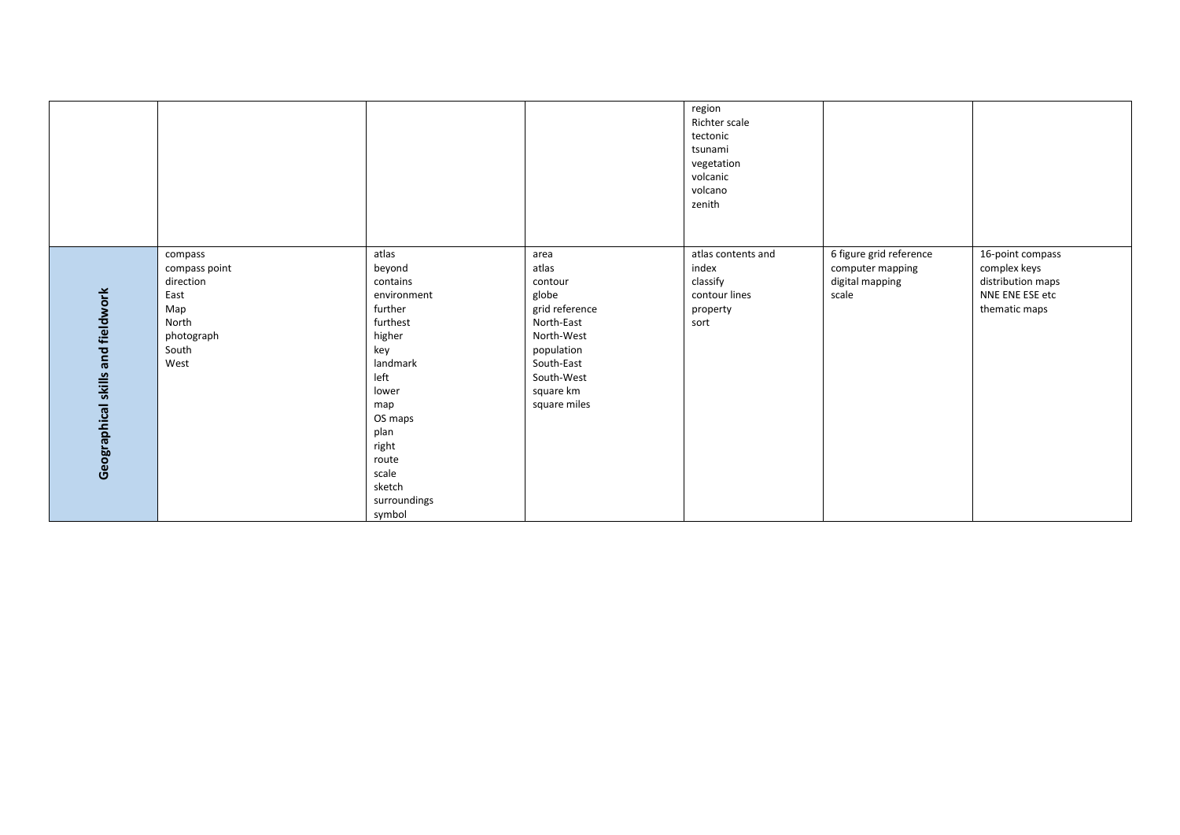| | | | | | | |
|---|---|---|---|---|---|---|
| | | | | region<br>Richter scale<br>tectonic<br>tsunami<br>vegetation<br>volcanic<br>volcano<br>zenith | | |
| **Geographical skills and fieldwork** | compass<br>compass point<br>direction<br>East<br>Map<br>North<br>photograph<br>South<br>West | atlas<br>beyond<br>contains<br>environment<br>further<br>furthest<br>higher<br>key<br>landmark<br>left<br>lower<br>map<br>OS maps<br>plan<br>right<br>route<br>scale<br>sketch<br>surroundings<br>symbol | area<br>atlas<br>contour<br>globe<br>grid reference<br>North-East<br>North-West<br>population<br>South-East<br>South-West<br>square km<br>square miles | atlas contents and<br>index<br>classify<br>contour lines<br>property<br>sort | 6 figure grid reference<br>computer mapping<br>digital mapping<br>scale | 16-point compass<br>complex keys<br>distribution maps<br>NNE ENE ESE etc<br>thematic maps |